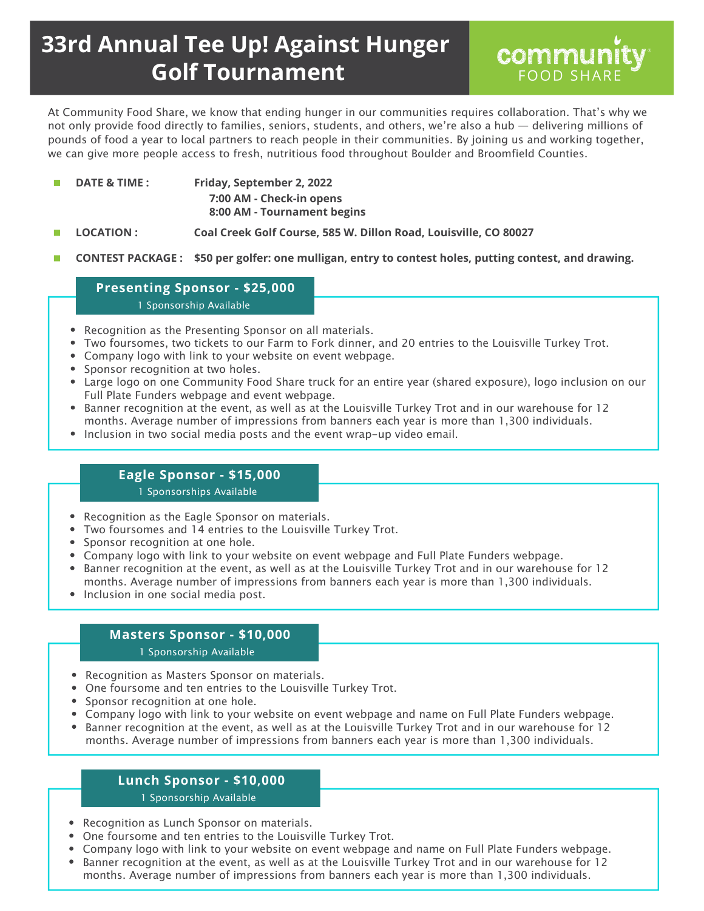# 33rd Annual Tee Up! Against Hunger Golf Tournament

community FOOD SHARE

At Community Food Share, we know that ending hunger in our communities requires collaboration. That's why we not only provide food directly to families, seniors, students, and others, we're also a hub — delivering millions of pounds of food a year to local partners to reach people in their communities. By joining us and working together, we can give more people access to fresh, nutritious food throughout Boulder and Broomfield Counties.

- **DATE & TIME :** **Friday, September 2, 2022**
  **7:00 AM - Check-in opens**
  **8:00 AM - Tournament begins**
- **LOCATION :** **Coal Creek Golf Course, 585 W. Dillon Road, Louisville, CO 80027**
- **CONTEST PACKAGE :** **$50 per golfer: one mulligan, entry to contest holes, putting contest, and drawing.**

## Presenting Sponsor - $25,000

1 Sponsorship Available

- Recognition as the Presenting Sponsor on all materials.
- Two foursomes, two tickets to our Farm to Fork dinner, and 20 entries to the Louisville Turkey Trot.
- Company logo with link to your website on event webpage.
- Sponsor recognition at two holes.
- Large logo on one Community Food Share truck for an entire year (shared exposure), logo inclusion on our Full Plate Funders webpage and event webpage.
- Banner recognition at the event, as well as at the Louisville Turkey Trot and in our warehouse for 12 months. Average number of impressions from banners each year is more than 1,300 individuals.
- Inclusion in two social media posts and the event wrap-up video email.

## Eagle Sponsor - $15,000

1 Sponsorships Available

- Recognition as the Eagle Sponsor on materials.
- Two foursomes and 14 entries to the Louisville Turkey Trot.
- Sponsor recognition at one hole.
- Company logo with link to your website on event webpage and Full Plate Funders webpage.
- Banner recognition at the event, as well as at the Louisville Turkey Trot and in our warehouse for 12 months. Average number of impressions from banners each year is more than 1,300 individuals.
- Inclusion in one social media post.

## Masters Sponsor - $10,000

1 Sponsorship Available

- Recognition as Masters Sponsor on materials.
- One foursome and ten entries to the Louisville Turkey Trot.
- Sponsor recognition at one hole.
- Company logo with link to your website on event webpage and name on Full Plate Funders webpage.
- Banner recognition at the event, as well as at the Louisville Turkey Trot and in our warehouse for 12 months. Average number of impressions from banners each year is more than 1,300 individuals.

## Lunch Sponsor - $10,000

1 Sponsorship Available

- Recognition as Lunch Sponsor on materials.
- One foursome and ten entries to the Louisville Turkey Trot.
- Company logo with link to your website on event webpage and name on Full Plate Funders webpage.
- Banner recognition at the event, as well as at the Louisville Turkey Trot and in our warehouse for 12 months. Average number of impressions from banners each year is more than 1,300 individuals.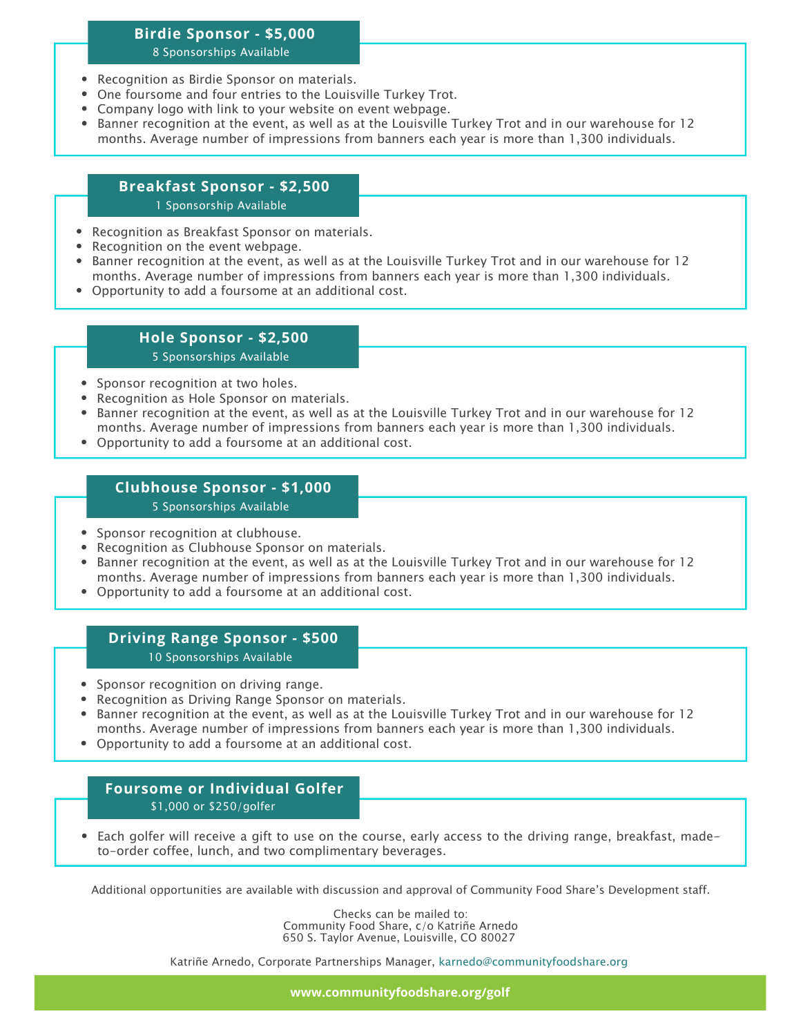## Birdie Sponsor - $5,000

8 Sponsorships Available

- Recognition as Birdie Sponsor on materials.
- One foursome and four entries to the Louisville Turkey Trot.
- Company logo with link to your website on event webpage.
- Banner recognition at the event, as well as at the Louisville Turkey Trot and in our warehouse for 12 months. Average number of impressions from banners each year is more than 1,300 individuals.

## Breakfast Sponsor - $2,500

1 Sponsorship Available

- Recognition as Breakfast Sponsor on materials.
- Recognition on the event webpage.
- Banner recognition at the event, as well as at the Louisville Turkey Trot and in our warehouse for 12 months. Average number of impressions from banners each year is more than 1,300 individuals.
- Opportunity to add a foursome at an additional cost.

## Hole Sponsor - $2,500

5 Sponsorships Available

- Sponsor recognition at two holes.
- Recognition as Hole Sponsor on materials.
- Banner recognition at the event, as well as at the Louisville Turkey Trot and in our warehouse for 12 months. Average number of impressions from banners each year is more than 1,300 individuals.
- Opportunity to add a foursome at an additional cost.

## Clubhouse Sponsor - $1,000

5 Sponsorships Available

- Sponsor recognition at clubhouse.
- Recognition as Clubhouse Sponsor on materials.
- Banner recognition at the event, as well as at the Louisville Turkey Trot and in our warehouse for 12 months. Average number of impressions from banners each year is more than 1,300 individuals.
- Opportunity to add a foursome at an additional cost.

## Driving Range Sponsor - $500

10 Sponsorships Available

- Sponsor recognition on driving range.
- Recognition as Driving Range Sponsor on materials.
- Banner recognition at the event, as well as at the Louisville Turkey Trot and in our warehouse for 12 months. Average number of impressions from banners each year is more than 1,300 individuals.
- Opportunity to add a foursome at an additional cost.

## Foursome or Individual Golfer

$1,000 or $250/golfer

- Each golfer will receive a gift to use on the course, early access to the driving range, breakfast, made-to-order coffee, lunch, and two complimentary beverages.

Additional opportunities are available with discussion and approval of Community Food Share's Development staff.

Checks can be mailed to:
Community Food Share, c/o Katriñe Arnedo
650 S. Taylor Avenue, Louisville, CO 80027

Katriñe Arnedo, Corporate Partnerships Manager, karnedo@communityfoodshare.org

**www.communityfoodshare.org/golf**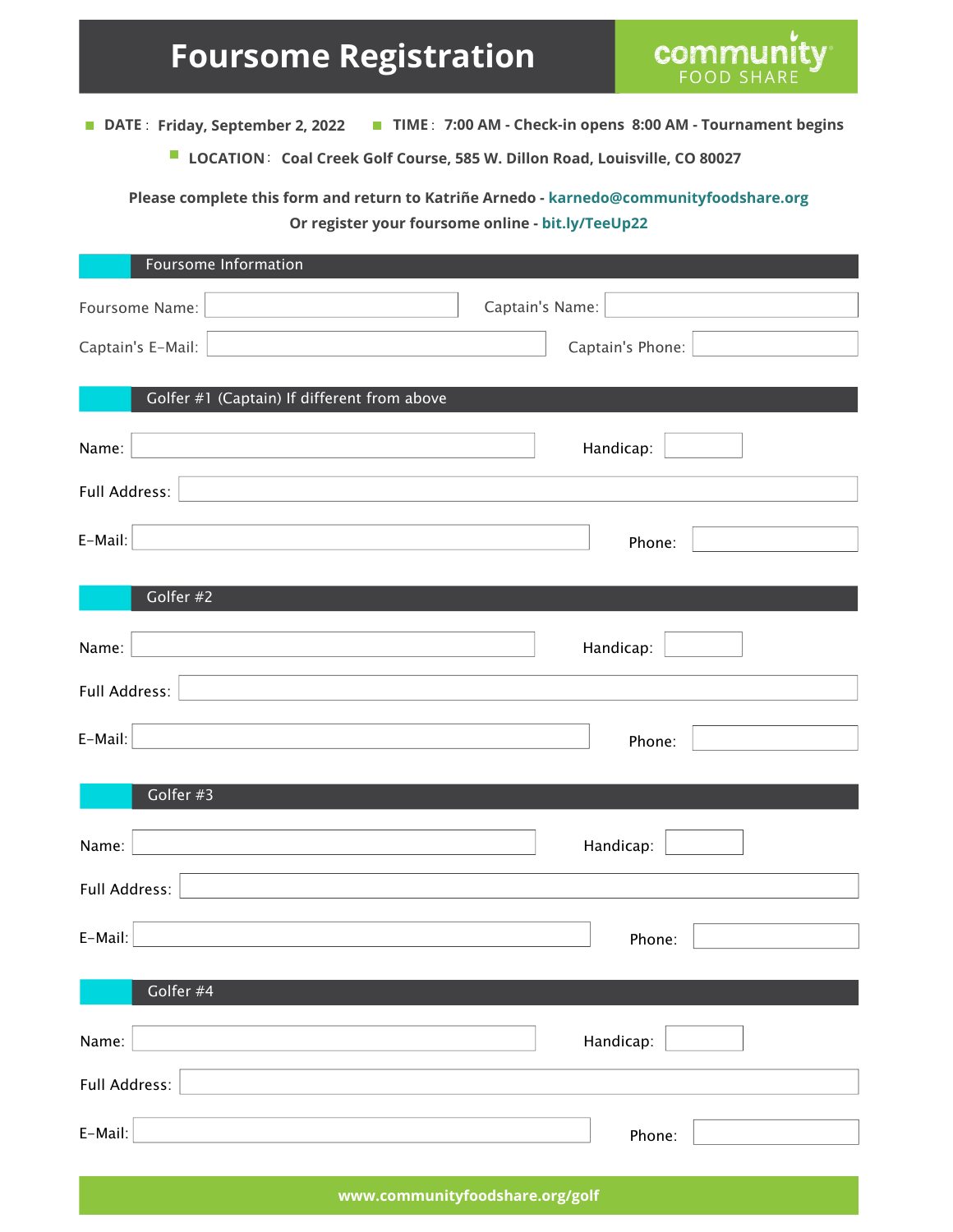# Foursome Registration

community FOOD SHARE

- **DATE**: **Friday, September 2, 2022**
- **TIME**: **7:00 AM - Check-in opens 8:00 AM - Tournament begins**
- **LOCATION**: **Coal Creek Golf Course, 585 W. Dillon Road, Louisville, CO 80027**

**Please complete this form and return to Katriñe Arnedo - karnedo@communityfoodshare.org**

**Or register your foursome online - bit.ly/TeeUp22**

## Foursome Information

Foursome Name: ____________________ Captain's Name: ____________________

Captain's E-Mail: ____________________ Captain's Phone: ____________________

## Golfer #1 (Captain) If different from above

Name: ____________________ Handicap: __________

Full Address: ____________________

E-Mail: ____________________ Phone: ____________________

## Golfer #2

Name: ____________________ Handicap: __________

Full Address: ____________________

E-Mail: ____________________ Phone: ____________________

## Golfer #3

Name: ____________________ Handicap: __________

Full Address: ____________________

E-Mail: ____________________ Phone: ____________________

## Golfer #4

Name: ____________________ Handicap: __________

Full Address: ____________________

E-Mail: ____________________ Phone: ____________________

**www.communityfoodshare.org/golf**